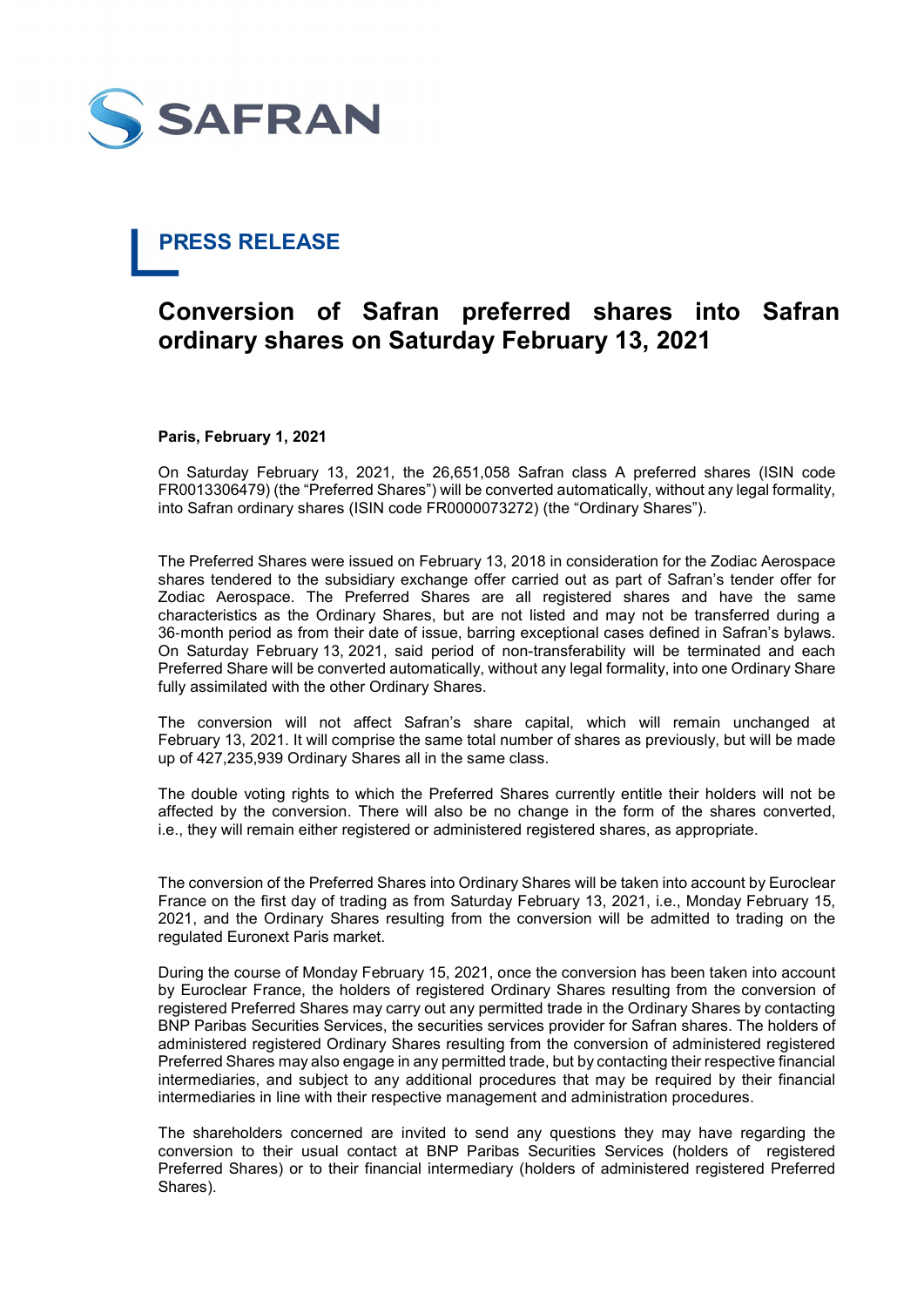SAFRAN

## PRESS RELEASE

# Conversion of Safran preferred shares into Safran ordinary shares on Saturday February 13, 2021

**Paris, February 1, 2021**

On Saturday February 13, 2021, the 26,651,058 Safran class A preferred shares (ISIN code FR0013306479) (the "Preferred Shares") will be converted automatically, without any legal formality, into Safran ordinary shares (ISIN code FR0000073272) (the "Ordinary Shares").

The Preferred Shares were issued on February 13, 2018 in consideration for the Zodiac Aerospace shares tendered to the subsidiary exchange offer carried out as part of Safran's tender offer for Zodiac Aerospace. The Preferred Shares are all registered shares and have the same characteristics as the Ordinary Shares, but are not listed and may not be transferred during a 36-month period as from their date of issue, barring exceptional cases defined in Safran's bylaws. On Saturday February 13, 2021, said period of non-transferability will be terminated and each Preferred Share will be converted automatically, without any legal formality, into one Ordinary Share fully assimilated with the other Ordinary Shares.

The conversion will not affect Safran's share capital, which will remain unchanged at February 13, 2021. It will comprise the same total number of shares as previously, but will be made up of 427,235,939 Ordinary Shares all in the same class.

The double voting rights to which the Preferred Shares currently entitle their holders will not be affected by the conversion. There will also be no change in the form of the shares converted, i.e., they will remain either registered or administered registered shares, as appropriate.

The conversion of the Preferred Shares into Ordinary Shares will be taken into account by Euroclear France on the first day of trading as from Saturday February 13, 2021, i.e., Monday February 15, 2021, and the Ordinary Shares resulting from the conversion will be admitted to trading on the regulated Euronext Paris market.

During the course of Monday February 15, 2021, once the conversion has been taken into account by Euroclear France, the holders of registered Ordinary Shares resulting from the conversion of registered Preferred Shares may carry out any permitted trade in the Ordinary Shares by contacting BNP Paribas Securities Services, the securities services provider for Safran shares. The holders of administered registered Ordinary Shares resulting from the conversion of administered registered Preferred Shares may also engage in any permitted trade, but by contacting their respective financial intermediaries, and subject to any additional procedures that may be required by their financial intermediaries in line with their respective management and administration procedures.

The shareholders concerned are invited to send any questions they may have regarding the conversion to their usual contact at BNP Paribas Securities Services (holders of registered Preferred Shares) or to their financial intermediary (holders of administered registered Preferred Shares).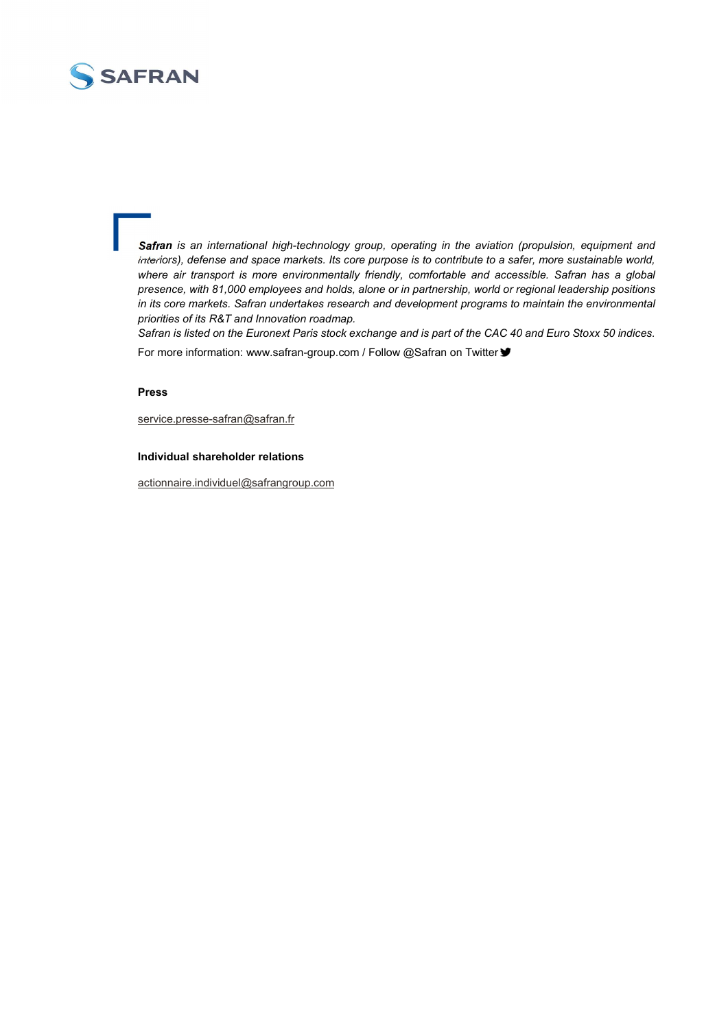***Safran** is an international high-technology group, operating in the aviation (propulsion, equipment and interiors), defense and space markets. Its core purpose is to contribute to a safer, more sustainable world, where air transport is more environmentally friendly, comfortable and accessible. Safran has a global presence, with 81,000 employees and holds, alone or in partnership, world or regional leadership positions in its core markets. Safran undertakes research and development programs to maintain the environmental priorities of its R&T and Innovation roadmap.*

*Safran is listed on the Euronext Paris stock exchange and is part of the CAC 40 and Euro Stoxx 50 indices.*

For more information: www.safran-group.com / Follow @Safran on Twitter

**Press**

service.presse-safran@safran.fr

**Individual shareholder relations**

actionnaire.individuel@safrangroup.com